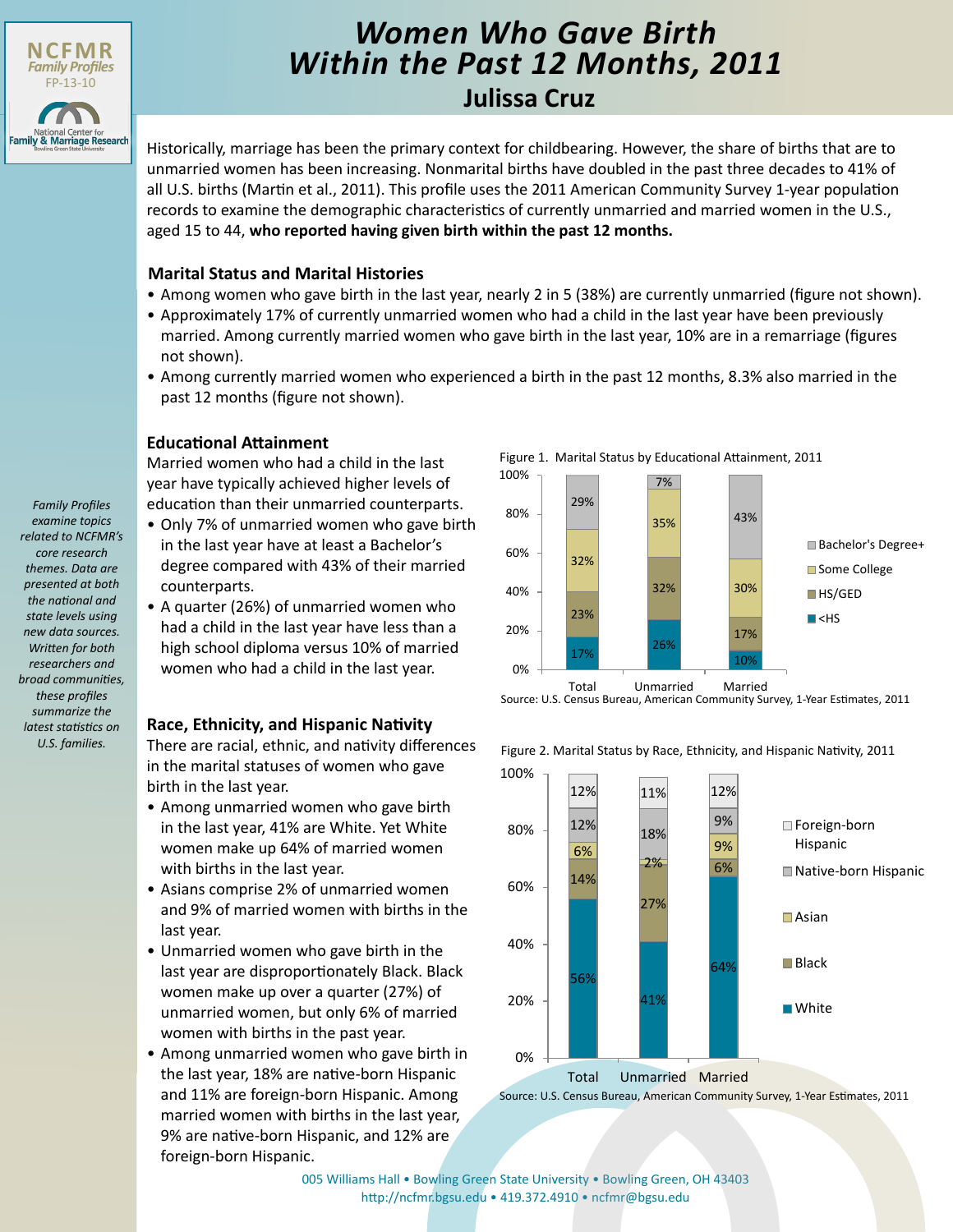# Women Who Gave Birth Within the Past 12 Months, 2011

## Julissa Cruz

NCFMR Family Profiles FP-13-10

Historically, marriage has been the primary context for childbearing. However, the share of births that are to unmarried women has been increasing. Nonmarital births have doubled in the past three decades to 41% of all U.S. births (Martin et al., 2011). This profile uses the 2011 American Community Survey 1-year population records to examine the demographic characteristics of currently unmarried and married women in the U.S., aged 15 to 44, **who reported having given birth within the past 12 months.**

### Marital Status and Marital Histories

- Among women who gave birth in the last year, nearly 2 in 5 (38%) are currently unmarried (figure not shown).
- Approximately 17% of currently unmarried women who had a child in the last year have been previously married. Among currently married women who gave birth in the last year, 10% are in a remarriage (figures not shown).
- Among currently married women who experienced a birth in the past 12 months, 8.3% also married in the past 12 months (figure not shown).

### Educational Attainment

Married women who had a child in the last year have typically achieved higher levels of education than their unmarried counterparts.

- Only 7% of unmarried women who gave birth in the last year have at least a Bachelor's degree compared with 43% of their married counterparts.
- A quarter (26%) of unmarried women who had a child in the last year have less than a high school diploma versus 10% of married women who had a child in the last year.

Figure 1. Marital Status by Educational Attainment, 2011

| | Total | Unmarried | Married |
|---|---|---|---|
| Bachelor's Degree+ | 29% | 7% | 43% |
| Some College | 32% | 35% | 30% |
| HS/GED | 23% | 32% | 17% |
| <HS | 17% | 26% | 10% |

Source: U.S. Census Bureau, American Community Survey, 1-Year Estimates, 2011

### Race, Ethnicity, and Hispanic Nativity

There are racial, ethnic, and nativity differences in the marital statuses of women who gave birth in the last year.

- Among unmarried women who gave birth in the last year, 41% are White. Yet White women make up 64% of married women with births in the last year.
- Asians comprise 2% of unmarried women and 9% of married women with births in the last year.
- Unmarried women who gave birth in the last year are disproportionately Black. Black women make up over a quarter (27%) of unmarried women, but only 6% of married women with births in the past year.
- Among unmarried women who gave birth in the last year, 18% are native-born Hispanic and 11% are foreign-born Hispanic. Among married women with births in the last year, 9% are native-born Hispanic, and 12% are foreign-born Hispanic.

Figure 2. Marital Status by Race, Ethnicity, and Hispanic Nativity, 2011

| | Total | Unmarried | Married |
|---|---|---|---|
| Foreign-born Hispanic | 12% | 11% | 12% |
| Native-born Hispanic | 12% | 18% | 9% |
| Asian | 6% | 2% | 9% |
| Black | 14% | 27% | 6% |
| White | 56% | 41% | 64% |

Source: U.S. Census Bureau, American Community Survey, 1-Year Estimates, 2011

*Family Profiles examine topics related to NCFMR's core research themes. Data are presented at both the national and state levels using new data sources. Written for both researchers and broad communities, these profiles summarize the latest statistics on U.S. families.*

005 Williams Hall • Bowling Green State University • Bowling Green, OH 43403
http://ncfmr.bgsu.edu • 419.372.4910 • ncfmr@bgsu.edu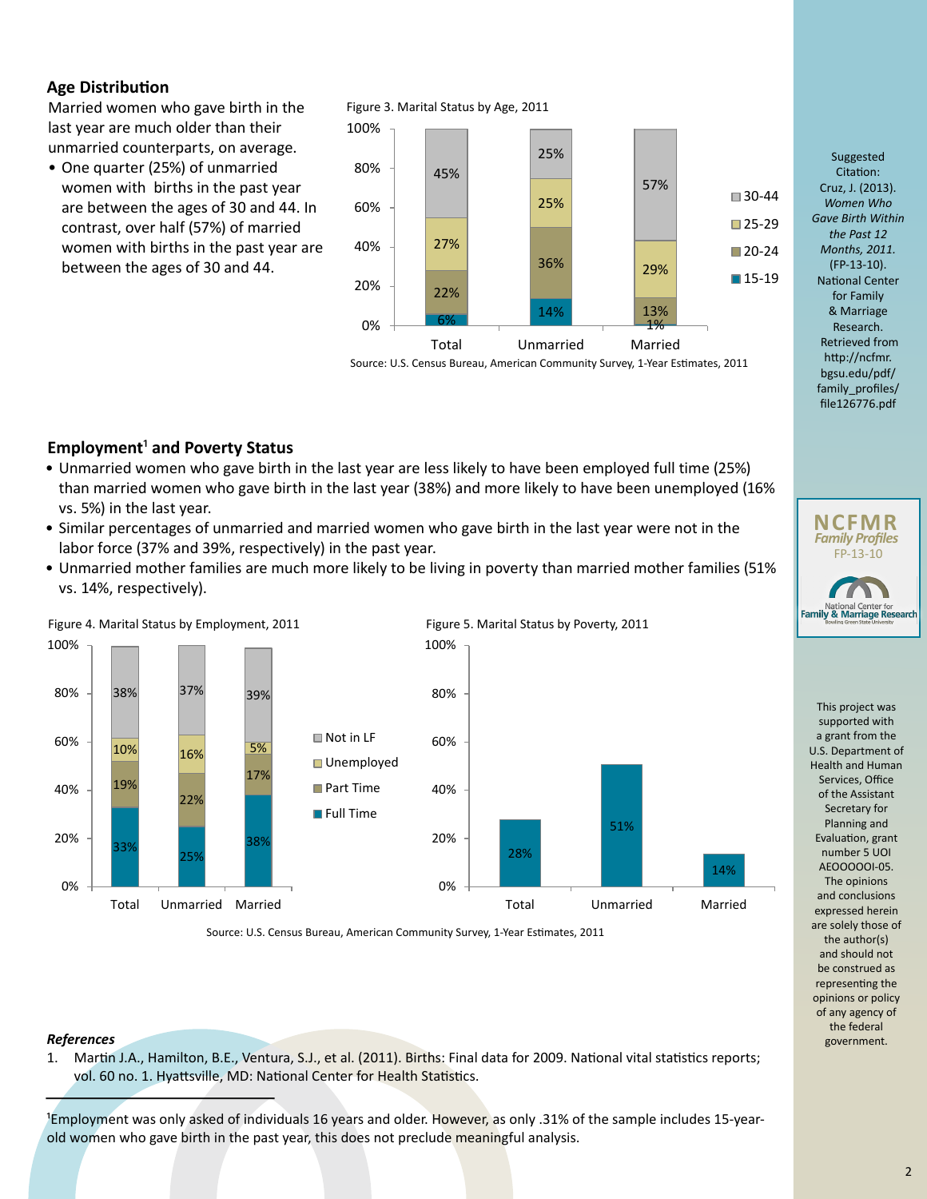## Age Distribution

Married women who gave birth in the last year are much older than their unmarried counterparts, on average.

- One quarter (25%) of unmarried women with births in the past year are between the ages of 30 and 44. In contrast, over half (57%) of married women with births in the past year are between the ages of 30 and 44.

Figure 3. Marital Status by Age, 2011

100%
80%
60%
40%
20%
0%

Total: 45%, 27%, 22%, 6%
Unmarried: 25%, 25%, 36%, 14%
Married: 57%, 29%, 13%, 1%

30-44
25-29
20-24
15-19

Source: U.S. Census Bureau, American Community Survey, 1-Year Estimates, 2011

Suggested Citation: Cruz, J. (2013). *Women Who Gave Birth Within the Past 12 Months, 2011.* (FP-13-10). National Center for Family & Marriage Research. Retrieved from http://ncfmr.bgsu.edu/pdf/family_profiles/file126776.pdf

## Employment[1] and Poverty Status

- Unmarried women who gave birth in the last year are less likely to have been employed full time (25%) than married women who gave birth in the last year (38%) and more likely to have been unemployed (16% vs. 5%) in the last year.
- Similar percentages of unmarried and married women who gave birth in the last year were not in the labor force (37% and 39%, respectively) in the past year.
- Unmarried mother families are much more likely to be living in poverty than married mother families (51% vs. 14%, respectively).

NCFMR Family Profiles FP-13-10

Figure 4. Marital Status by Employment, 2011

100%
80%
60%
40%
20%
0%

Total: 38%, 10%, 19%, 33%
Unmarried: 37%, 16%, 22%, 25%
Married: 39%, 5%, 17%, 38%

Not in LF
Unemployed
Part Time
Full Time

Figure 5. Marital Status by Poverty, 2011

100%
80%
60%
40%
20%
0%

Total: 28%
Unmarried: 51%
Married: 14%

Source: U.S. Census Bureau, American Community Survey, 1-Year Estimates, 2011

This project was supported with a grant from the U.S. Department of Health and Human Services, Office of the Assistant Secretary for Planning and Evaluation, grant number 5 UOI AEOOOOOI-05. The opinions and conclusions expressed herein are solely those of the author(s) and should not be construed as representing the opinions or policy of any agency of the federal government.

### *References*

1. Martin J.A., Hamilton, B.E., Ventura, S.J., et al. (2011). Births: Final data for 2009. National vital statistics reports; vol. 60 no. 1. Hyattsville, MD: National Center for Health Statistics.

---

[1]Employment was only asked of individuals 16 years and older. However, as only .31% of the sample includes 15-year-old women who gave birth in the past year, this does not preclude meaningful analysis.